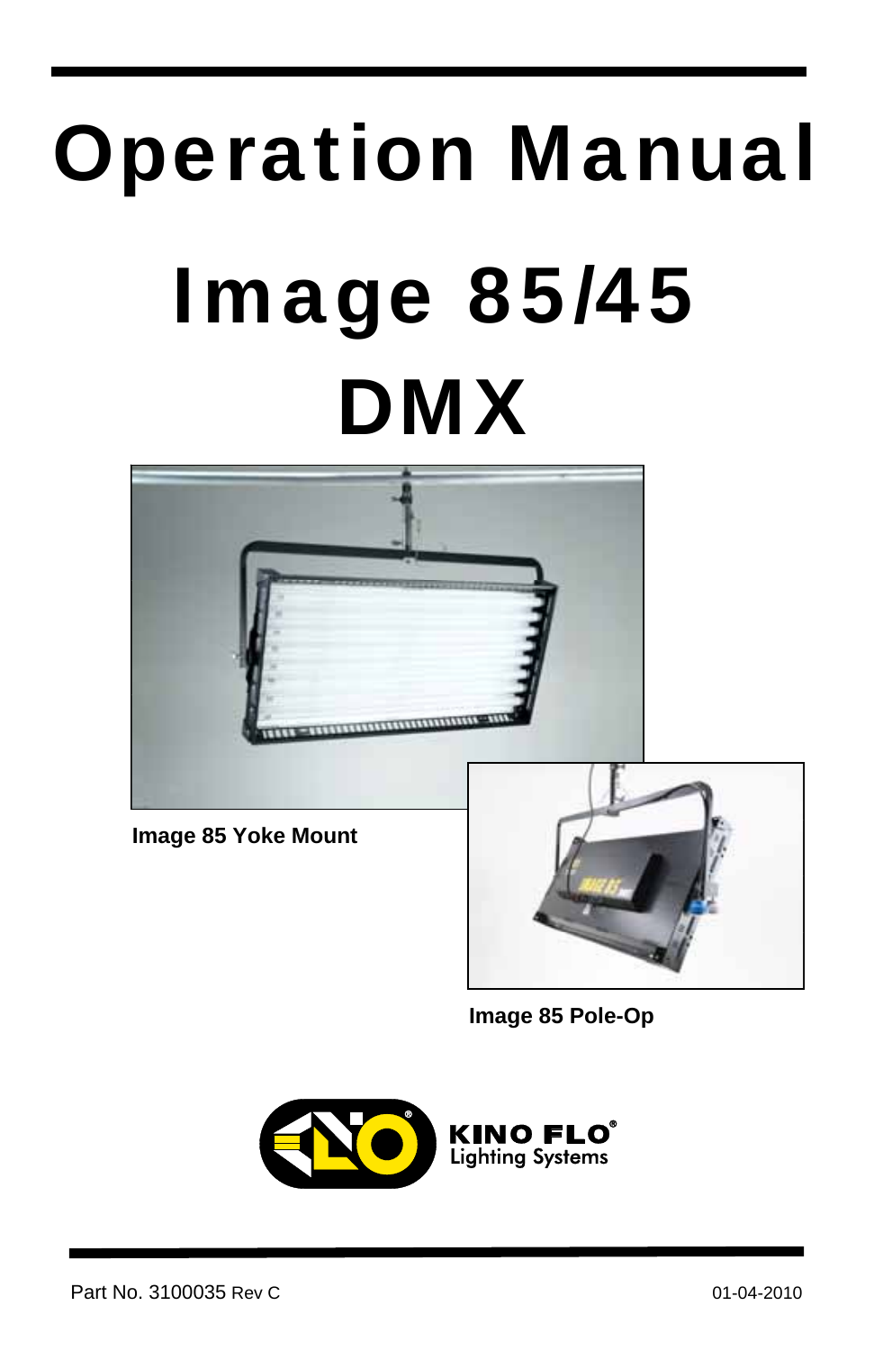# Operation Manual

# Image 85/45 DMX

Image 85 Yoke Mount

Image 85 Pole-Op

KINO FLO®
Lighting Systems

Part No. 3100035 Rev C

01-04-2010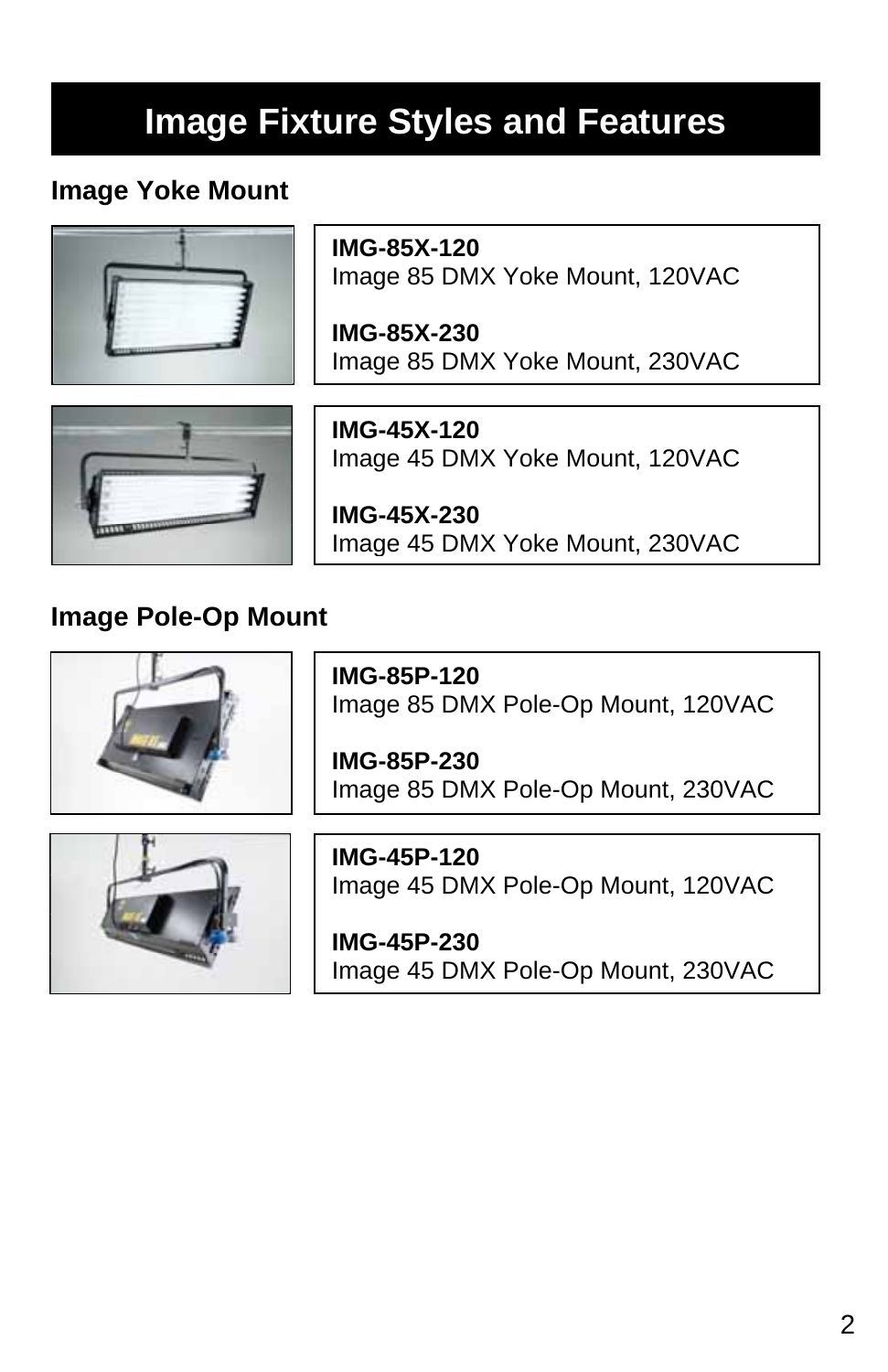# Image Fixture Styles and Features

## Image Yoke Mount

**IMG-85X-120**
Image 85 DMX Yoke Mount, 120VAC

**IMG-85X-230**
Image 85 DMX Yoke Mount, 230VAC

**IMG-45X-120**
Image 45 DMX Yoke Mount, 120VAC

**IMG-45X-230**
Image 45 DMX Yoke Mount, 230VAC

## Image Pole-Op Mount

**IMG-85P-120**
Image 85 DMX Pole-Op Mount, 120VAC

**IMG-85P-230**
Image 85 DMX Pole-Op Mount, 230VAC

**IMG-45P-120**
Image 45 DMX Pole-Op Mount, 120VAC

**IMG-45P-230**
Image 45 DMX Pole-Op Mount, 230VAC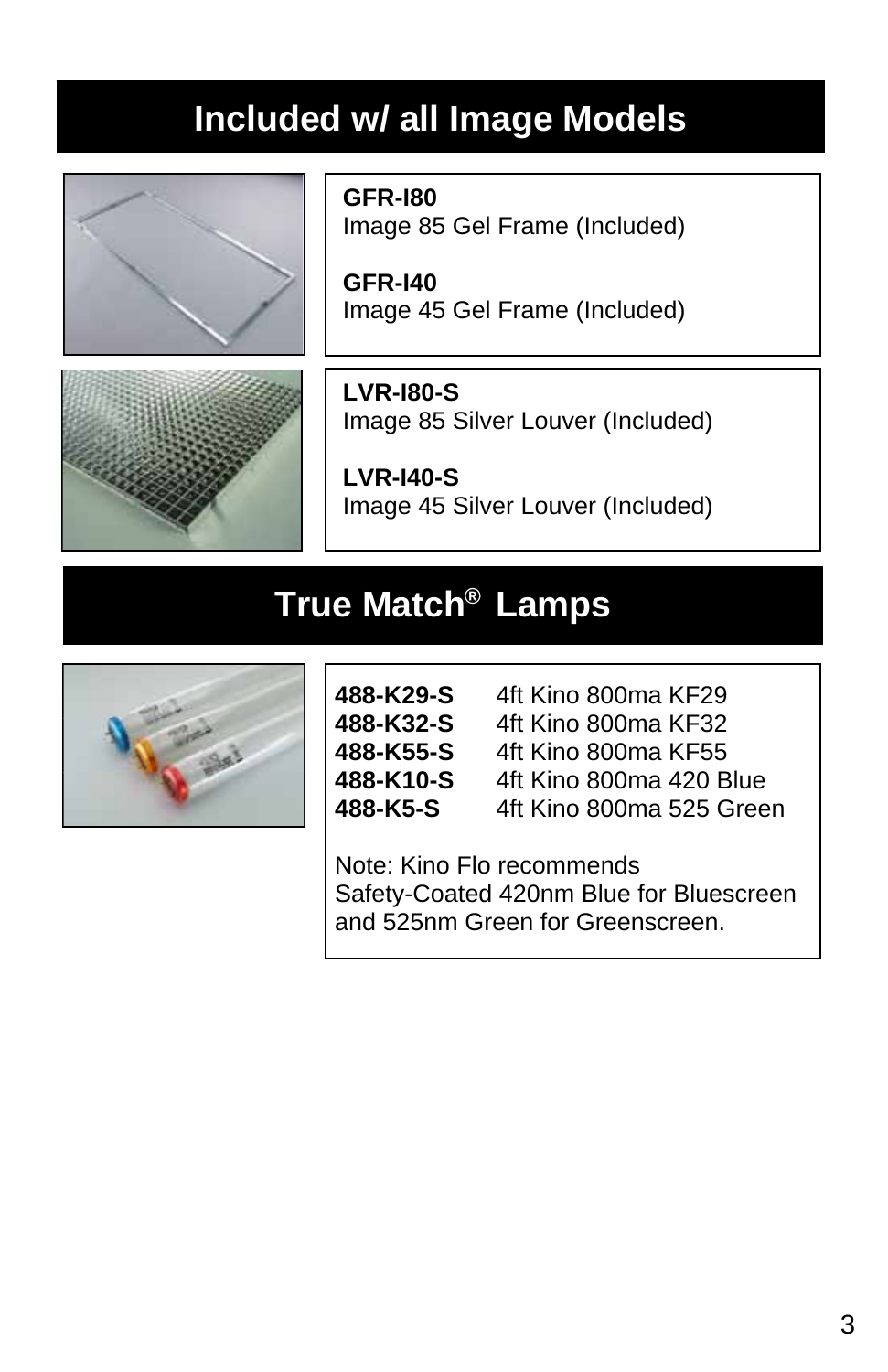## Included w/ all Image Models

**GFR-I80**
Image 85 Gel Frame (Included)

**GFR-I40**
Image 45 Gel Frame (Included)

**LVR-I80-S**
Image 85 Silver Louver (Included)

**LVR-I40-S**
Image 45 Silver Louver (Included)

## True Match® Lamps

| | |
|---|---|
| **488-K29-S** | 4ft Kino 800ma KF29 |
| **488-K32-S** | 4ft Kino 800ma KF32 |
| **488-K55-S** | 4ft Kino 800ma KF55 |
| **488-K10-S** | 4ft Kino 800ma 420 Blue |
| **488-K5-S** | 4ft Kino 800ma 525 Green |

Note: Kino Flo recommends Safety-Coated 420nm Blue for Bluescreen and 525nm Green for Greenscreen.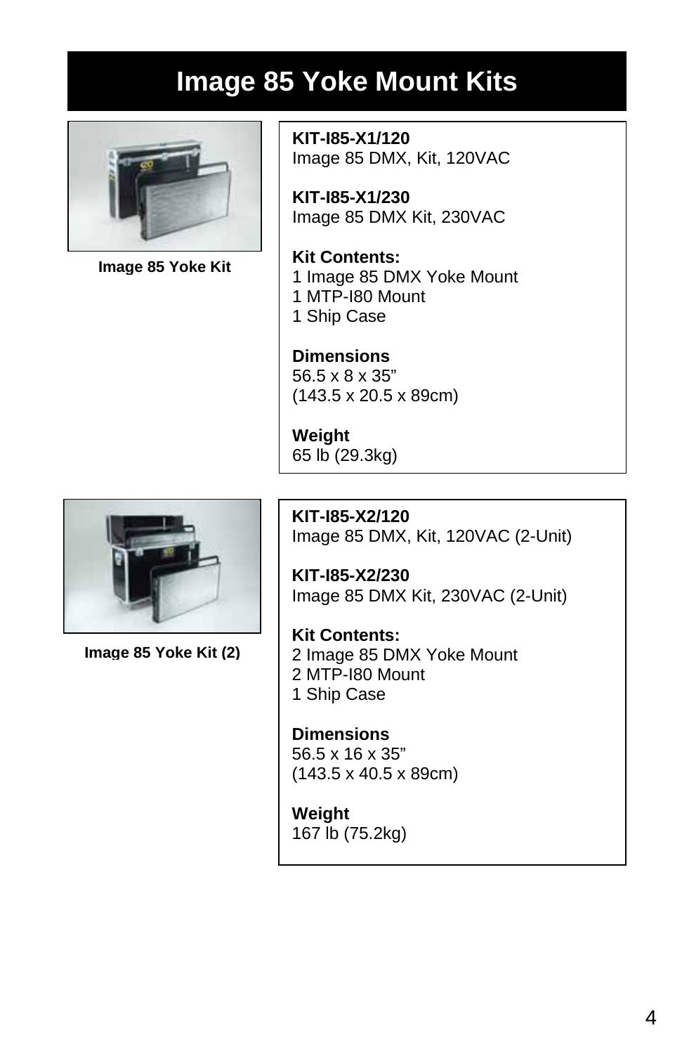# Image 85 Yoke Mount Kits

Image 85 Yoke Kit

**KIT-I85-X1/120**
Image 85 DMX, Kit, 120VAC

**KIT-I85-X1/230**
Image 85 DMX Kit, 230VAC

**Kit Contents:**
1 Image 85 DMX Yoke Mount
1 MTP-I80 Mount
1 Ship Case

**Dimensions**
56.5 x 8 x 35”
(143.5 x 20.5 x 89cm)

**Weight**
65 lb (29.3kg)

Image 85 Yoke Kit (2)

**KIT-I85-X2/120**
Image 85 DMX, Kit, 120VAC (2-Unit)

**KIT-I85-X2/230**
Image 85 DMX Kit, 230VAC (2-Unit)

**Kit Contents:**
2 Image 85 DMX Yoke Mount
2 MTP-I80 Mount
1 Ship Case

**Dimensions**
56.5 x 16 x 35”
(143.5 x 40.5 x 89cm)

**Weight**
167 lb (75.2kg)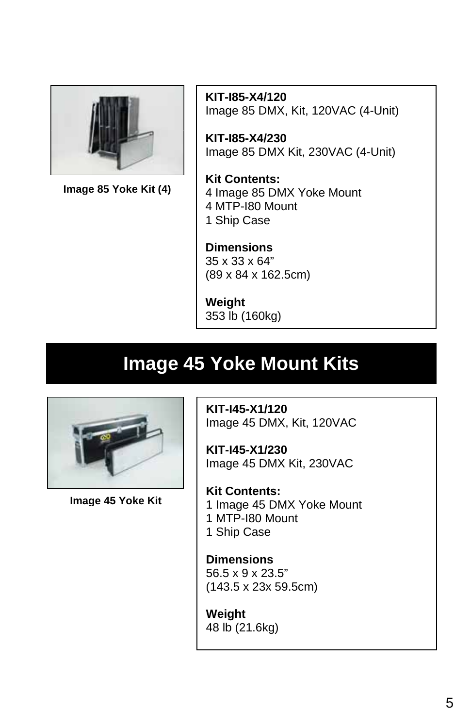Image 85 Yoke Kit (4)

**KIT-I85-X4/120**
Image 85 DMX, Kit, 120VAC (4-Unit)

**KIT-I85-X4/230**
Image 85 DMX Kit, 230VAC (4-Unit)

**Kit Contents:**
4 Image 85 DMX Yoke Mount
4 MTP-I80 Mount
1 Ship Case

**Dimensions**
35 x 33 x 64”
(89 x 84 x 162.5cm)

**Weight**
353 lb (160kg)

# Image 45 Yoke Mount Kits

Image 45 Yoke Kit

**KIT-I45-X1/120**
Image 45 DMX, Kit, 120VAC

**KIT-I45-X1/230**
Image 45 DMX Kit, 230VAC

**Kit Contents:**
1 Image 45 DMX Yoke Mount
1 MTP-I80 Mount
1 Ship Case

**Dimensions**
56.5 x 9 x 23.5”
(143.5 x 23x 59.5cm)

**Weight**
48 lb (21.6kg)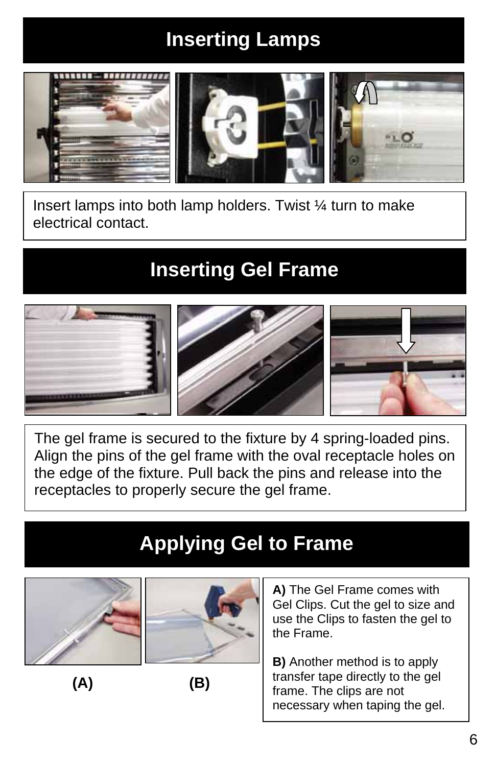# Inserting Lamps

Insert lamps into both lamp holders. Twist ¼ turn to make electrical contact.

# Inserting Gel Frame

The gel frame is secured to the fixture by 4 spring-loaded pins. Align the pins of the gel frame with the oval receptacle holes on the edge of the fixture. Pull back the pins and release into the receptacles to properly secure the gel frame.

# Applying Gel to Frame

(A)

(B)

**A)** The Gel Frame comes with Gel Clips. Cut the gel to size and use the Clips to fasten the gel to the Frame.

**B)** Another method is to apply transfer tape directly to the gel frame. The clips are not necessary when taping the gel.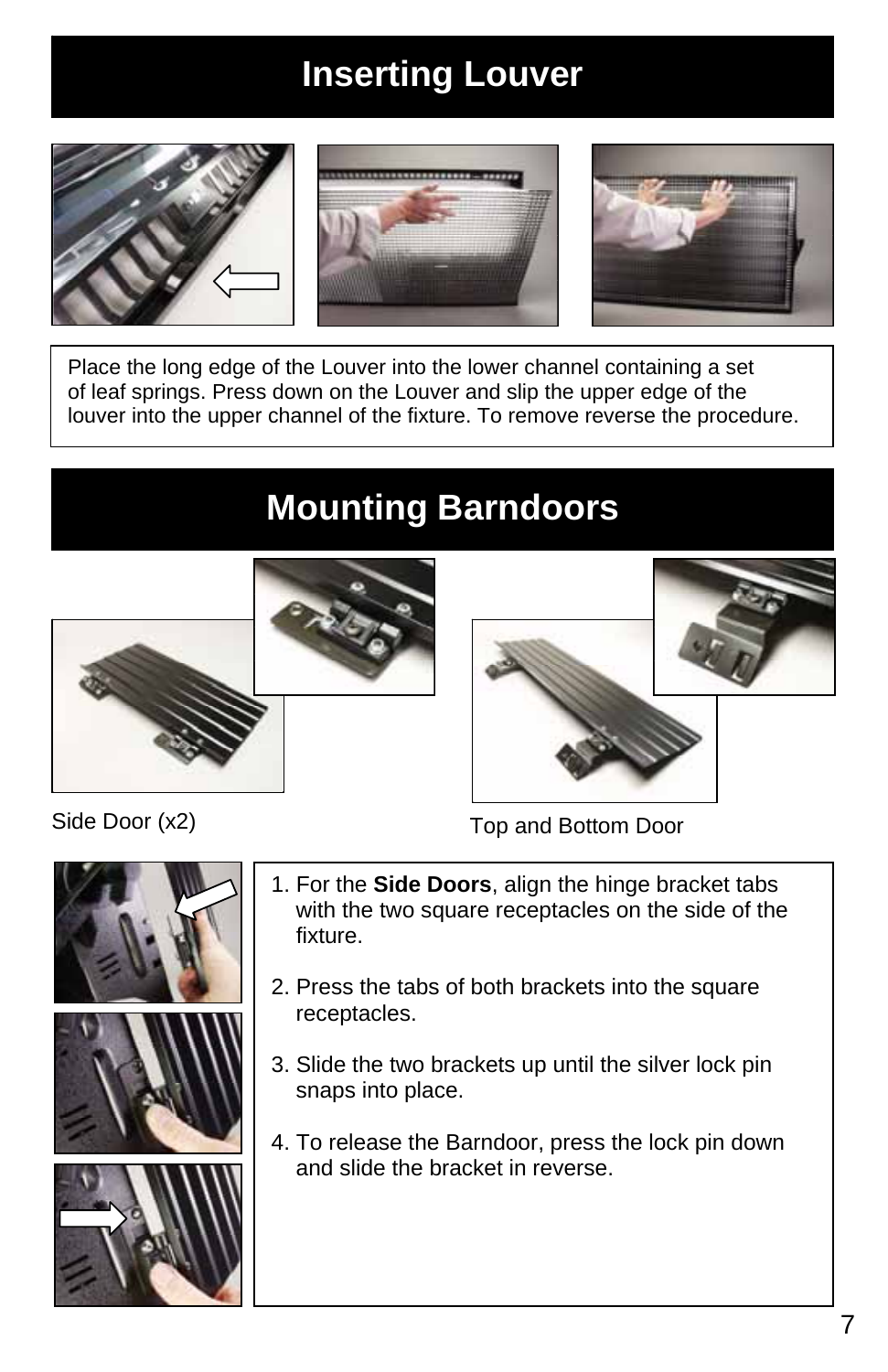# Inserting Louver

Place the long edge of the Louver into the lower channel containing a set of leaf springs. Press down on the Louver and slip the upper edge of the louver into the upper channel of the fixture. To remove reverse the procedure.

# Mounting Barndoors

Side Door (x2)

Top and Bottom Door

1. For the **Side Doors**, align the hinge bracket tabs with the two square receptacles on the side of the fixture.

2. Press the tabs of both brackets into the square receptacles.

3. Slide the two brackets up until the silver lock pin snaps into place.

4. To release the Barndoor, press the lock pin down and slide the bracket in reverse.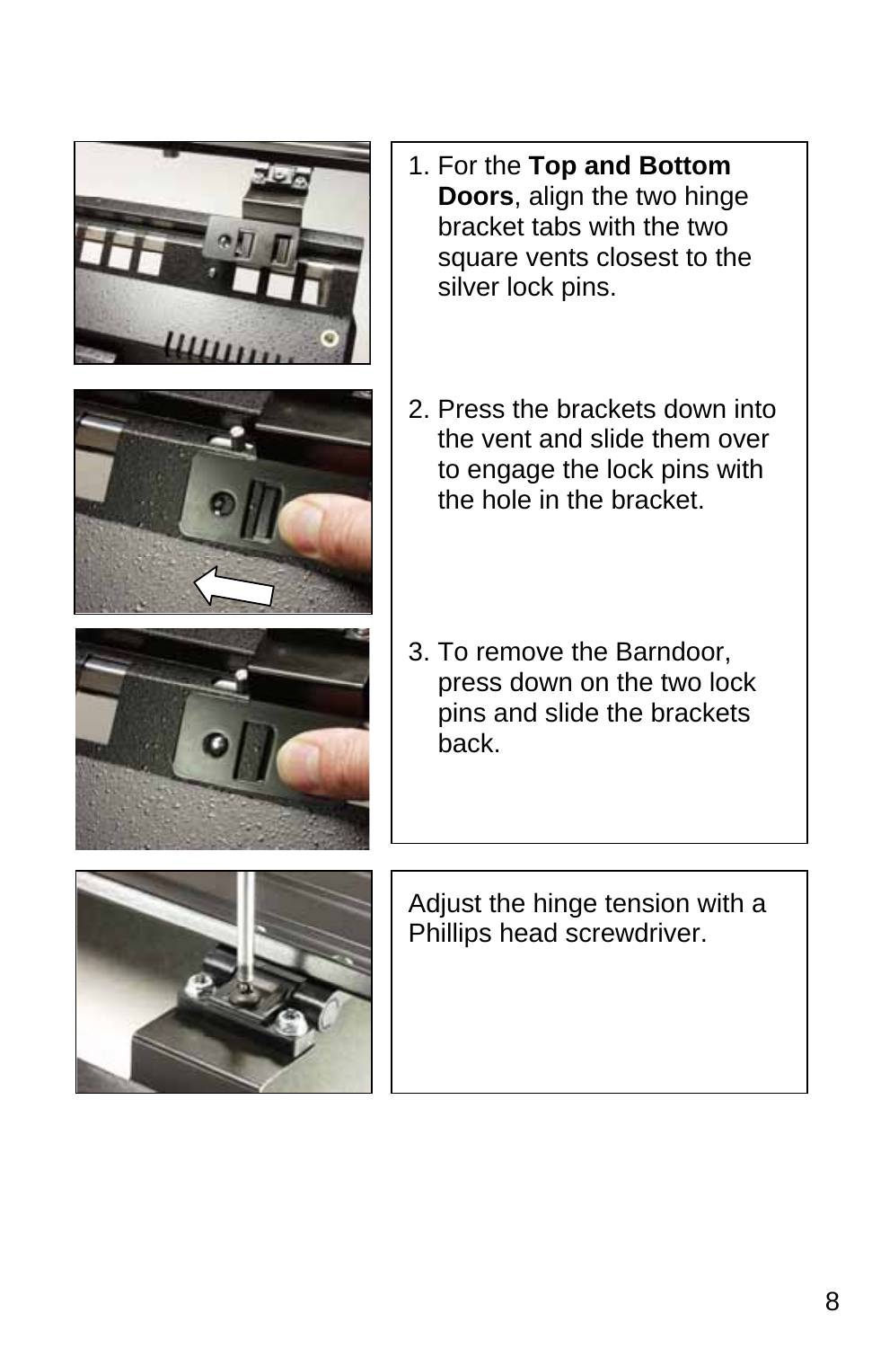1. For the **Top and Bottom Doors**, align the two hinge bracket tabs with the two square vents closest to the silver lock pins.

2. Press the brackets down into the vent and slide them over to engage the lock pins with the hole in the bracket.

3. To remove the Barndoor, press down on the two lock pins and slide the brackets back.

Adjust the hinge tension with a Phillips head screwdriver.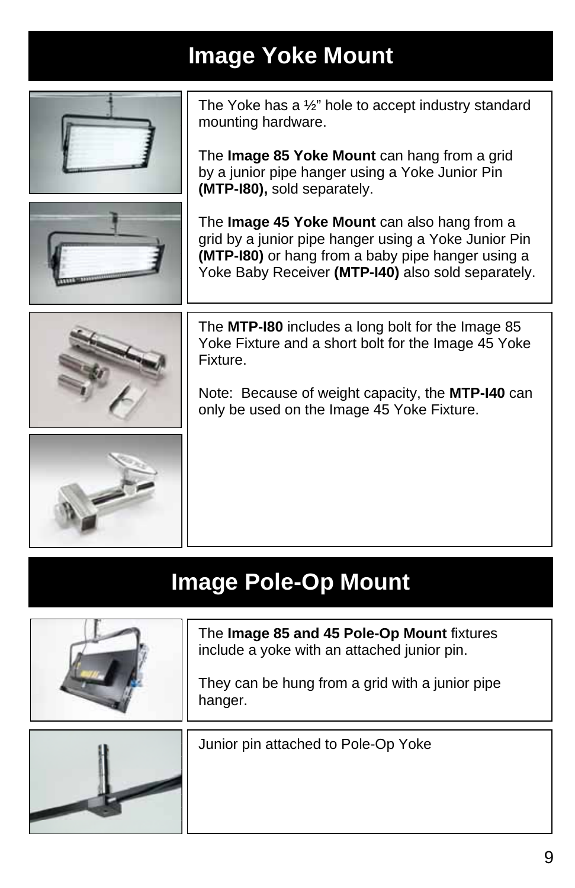# Image Yoke Mount

The Yoke has a ½" hole to accept industry standard mounting hardware.

The **Image 85 Yoke Mount** can hang from a grid by a junior pipe hanger using a Yoke Junior Pin **(MTP-I80),** sold separately.

The **Image 45 Yoke Mount** can also hang from a grid by a junior pipe hanger using a Yoke Junior Pin **(MTP-I80)** or hang from a baby pipe hanger using a Yoke Baby Receiver **(MTP-I40)** also sold separately.

The **MTP-I80** includes a long bolt for the Image 85 Yoke Fixture and a short bolt for the Image 45 Yoke Fixture.

Note: Because of weight capacity, the **MTP-I40** can only be used on the Image 45 Yoke Fixture.

# Image Pole-Op Mount

The **Image 85 and 45 Pole-Op Mount** fixtures include a yoke with an attached junior pin.

They can be hung from a grid with a junior pipe hanger.

Junior pin attached to Pole-Op Yoke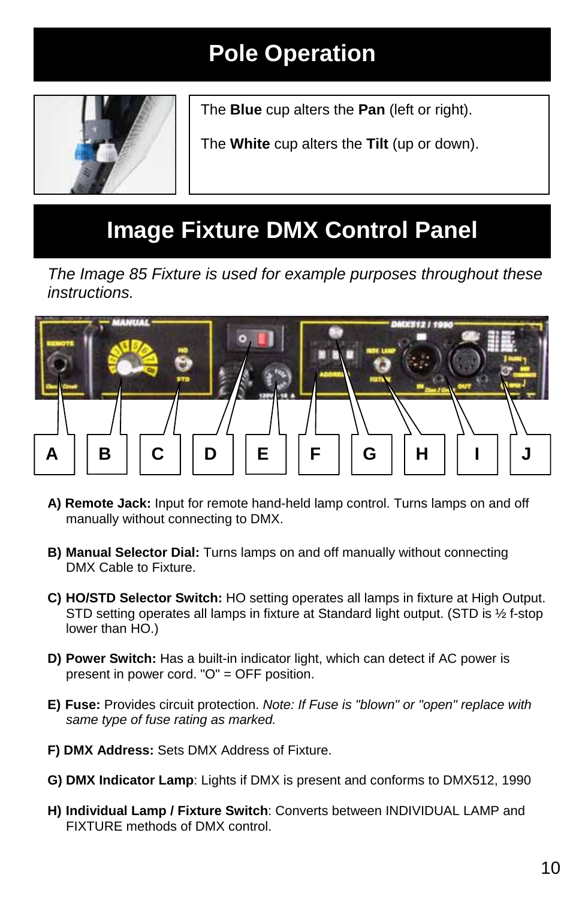# Pole Operation

The **Blue** cup alters the **Pan** (left or right).

The **White** cup alters the **Tilt** (up or down).

# Image Fixture DMX Control Panel

*The Image 85 Fixture is used for example purposes throughout these instructions.*

A B C D E F G H I J

**A) Remote Jack:** Input for remote hand-held lamp control. Turns lamps on and off manually without connecting to DMX.

**B) Manual Selector Dial:** Turns lamps on and off manually without connecting DMX Cable to Fixture.

**C) HO/STD Selector Switch:** HO setting operates all lamps in fixture at High Output. STD setting operates all lamps in fixture at Standard light output. (STD is ½ f-stop lower than HO.)

**D) Power Switch:** Has a built-in indicator light, which can detect if AC power is present in power cord. "O" = OFF position.

**E) Fuse:** Provides circuit protection. *Note: If Fuse is "blown" or "open" replace with same type of fuse rating as marked.*

**F) DMX Address:** Sets DMX Address of Fixture.

**G) DMX Indicator Lamp**: Lights if DMX is present and conforms to DMX512, 1990

**H) Individual Lamp / Fixture Switch**: Converts between INDIVIDUAL LAMP and FIXTURE methods of DMX control.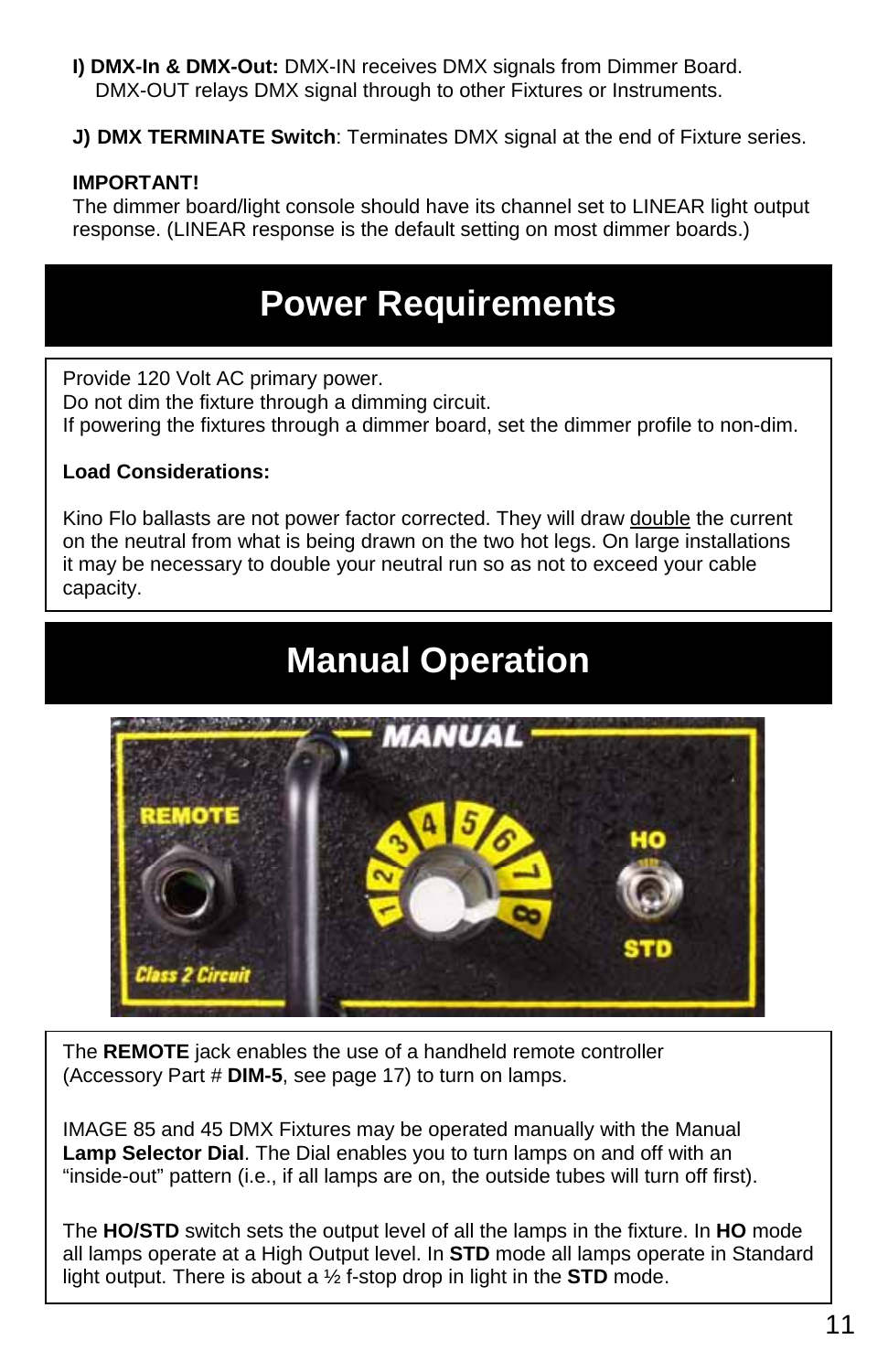**I) DMX-In & DMX-Out:** DMX-IN receives DMX signals from Dimmer Board. DMX-OUT relays DMX signal through to other Fixtures or Instruments.

**J) DMX TERMINATE Switch**: Terminates DMX signal at the end of Fixture series.

**IMPORTANT!**
The dimmer board/light console should have its channel set to LINEAR light output response. (LINEAR response is the default setting on most dimmer boards.)

# Power Requirements

Provide 120 Volt AC primary power.
Do not dim the fixture through a dimming circuit.
If powering the fixtures through a dimmer board, set the dimmer profile to non-dim.

**Load Considerations:**

Kino Flo ballasts are not power factor corrected. They will draw double the current on the neutral from what is being drawn on the two hot legs. On large installations it may be necessary to double your neutral run so as not to exceed your cable capacity.

# Manual Operation

The **REMOTE** jack enables the use of a handheld remote controller (Accessory Part # **DIM-5**, see page 17) to turn on lamps.

IMAGE 85 and 45 DMX Fixtures may be operated manually with the Manual **Lamp Selector Dial**. The Dial enables you to turn lamps on and off with an “inside-out” pattern (i.e., if all lamps are on, the outside tubes will turn off first).

The **HO/STD** switch sets the output level of all the lamps in the fixture. In **HO** mode all lamps operate at a High Output level. In **STD** mode all lamps operate in Standard light output. There is about a ½ f-stop drop in light in the **STD** mode.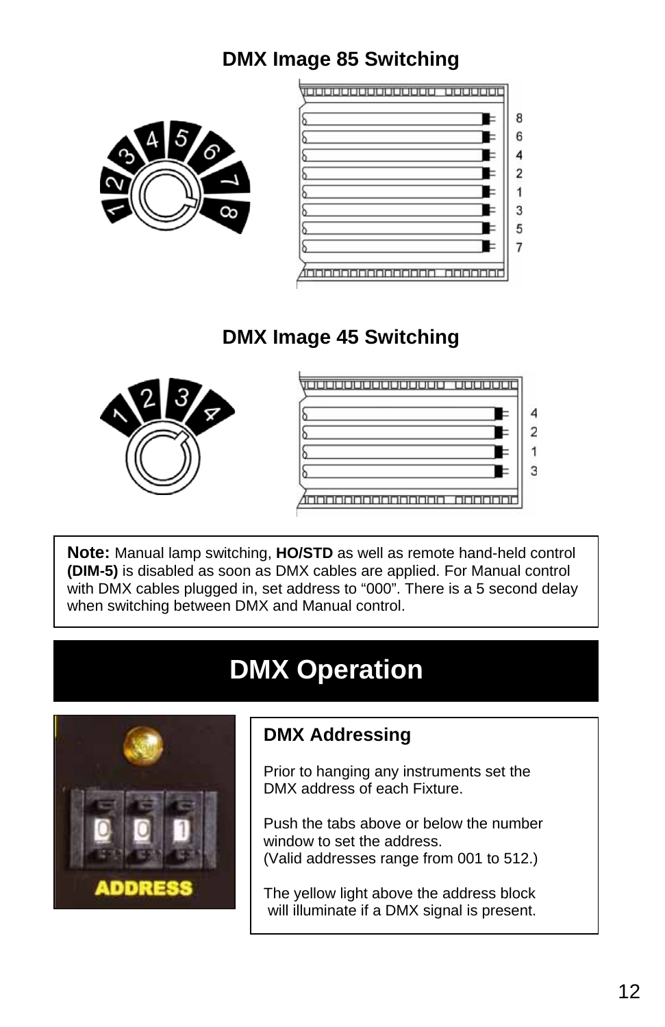## DMX Image 85 Switching

1 2 3 4 5 6 7 8

8
6
4
2
1
3
5
7

## DMX Image 45 Switching

1 2 3 4

4
2
1
3

> **Note:** Manual lamp switching, **HO/STD** as well as remote hand-held control **(DIM-5)** is disabled as soon as DMX cables are applied. For Manual control with DMX cables plugged in, set address to "000". There is a 5 second delay when switching between DMX and Manual control.

# DMX Operation

0 0 1

ADDRESS

### DMX Addressing

Prior to hanging any instruments set the DMX address of each Fixture.

Push the tabs above or below the number window to set the address.
(Valid addresses range from 001 to 512.)

The yellow light above the address block will illuminate if a DMX signal is present.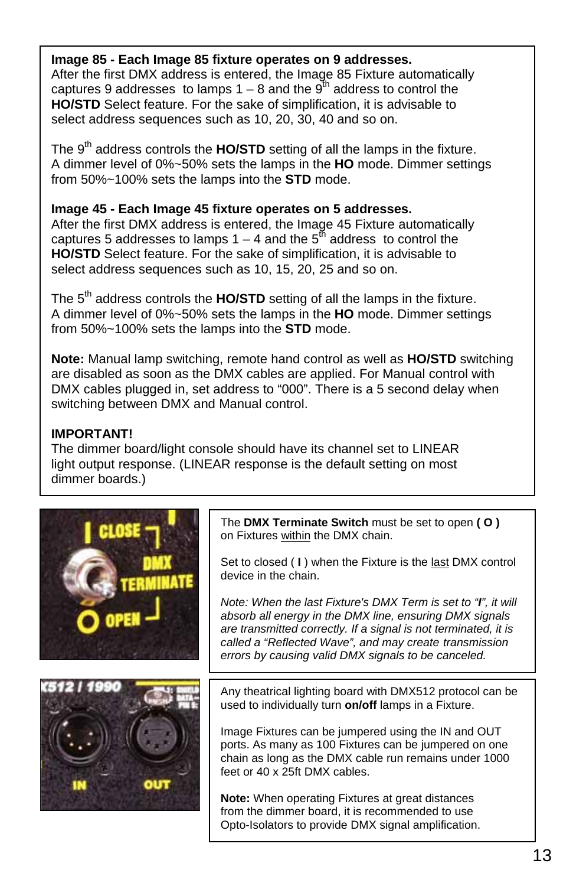**Image 85 - Each Image 85 fixture operates on 9 addresses.**
After the first DMX address is entered, the Image 85 Fixture automatically captures 9 addresses to lamps 1 – 8 and the 9th address to control the **HO/STD** Select feature. For the sake of simplification, it is advisable to select address sequences such as 10, 20, 30, 40 and so on.

The 9th address controls the **HO/STD** setting of all the lamps in the fixture. A dimmer level of 0%~50% sets the lamps in the **HO** mode. Dimmer settings from 50%~100% sets the lamps into the **STD** mode.

**Image 45 - Each Image 45 fixture operates on 5 addresses.**
After the first DMX address is entered, the Image 45 Fixture automatically captures 5 addresses to lamps 1 – 4 and the 5th address to control the **HO/STD** Select feature. For the sake of simplification, it is advisable to select address sequences such as 10, 15, 20, 25 and so on.

The 5th address controls the **HO/STD** setting of all the lamps in the fixture. A dimmer level of 0%~50% sets the lamps in the **HO** mode. Dimmer settings from 50%~100% sets the lamps into the **STD** mode.

**Note:** Manual lamp switching, remote hand control as well as **HO/STD** switching are disabled as soon as the DMX cables are applied. For Manual control with DMX cables plugged in, set address to “000”. There is a 5 second delay when switching between DMX and Manual control.

**IMPORTANT!**
The dimmer board/light console should have its channel set to LINEAR light output response. (LINEAR response is the default setting on most dimmer boards.)

I CLOSE
DMX TERMINATE
O OPEN

The **DMX Terminate Switch** must be set to open **( O )** on Fixtures within the DMX chain.

Set to closed ( **I** ) when the Fixture is the last DMX control device in the chain.

*Note: When the last Fixture's DMX Term is set to “I”, it will absorb all energy in the DMX line, ensuring DMX signals are transmitted correctly. If a signal is not terminated, it is called a “Reflected Wave”, and may create transmission errors by causing valid DMX signals to be canceled.*

X512 / 1990
IN
OUT

Any theatrical lighting board with DMX512 protocol can be used to individually turn **on/off** lamps in a Fixture.

Image Fixtures can be jumpered using the IN and OUT ports. As many as 100 Fixtures can be jumpered on one chain as long as the DMX cable run remains under 1000 feet or 40 x 25ft DMX cables.

**Note:** When operating Fixtures at great distances from the dimmer board, it is recommended to use Opto-Isolators to provide DMX signal amplification.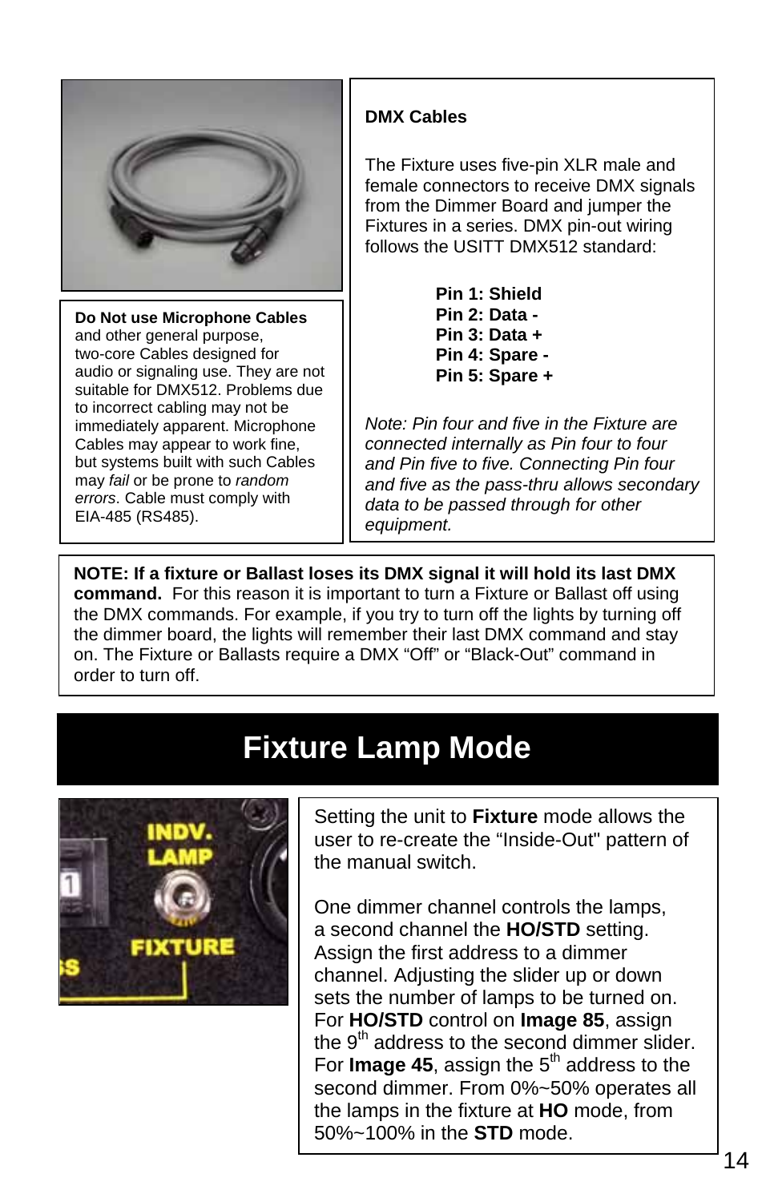**Do Not use Microphone Cables** and other general purpose, two-core Cables designed for audio or signaling use. They are not suitable for DMX512. Problems due to incorrect cabling may not be immediately apparent. Microphone Cables may appear to work fine, but systems built with such Cables may *fail* or be prone to *random errors*. Cable must comply with EIA-485 (RS485).

**DMX Cables**

The Fixture uses five-pin XLR male and female connectors to receive DMX signals from the Dimmer Board and jumper the Fixtures in a series. DMX pin-out wiring follows the USITT DMX512 standard:

**Pin 1: Shield**
**Pin 2: Data -**
**Pin 3: Data +**
**Pin 4: Spare -**
**Pin 5: Spare +**

*Note: Pin four and five in the Fixture are connected internally as Pin four to four and Pin five to five. Connecting Pin four and five as the pass-thru allows secondary data to be passed through for other equipment.*

**NOTE: If a fixture or Ballast loses its DMX signal it will hold its last DMX command.** For this reason it is important to turn a Fixture or Ballast off using the DMX commands. For example, if you try to turn off the lights by turning off the dimmer board, the lights will remember their last DMX command and stay on. The Fixture or Ballasts require a DMX “Off” or “Black-Out” command in order to turn off.

# Fixture Lamp Mode

INDV. LAMP
FIXTURE

Setting the unit to **Fixture** mode allows the user to re-create the “Inside-Out" pattern of the manual switch.

One dimmer channel controls the lamps, a second channel the **HO/STD** setting. Assign the first address to a dimmer channel. Adjusting the slider up or down sets the number of lamps to be turned on. For **HO/STD** control on **Image 85**, assign the 9th address to the second dimmer slider. For **Image 45**, assign the 5th address to the second dimmer. From 0%~50% operates all the lamps in the fixture at **HO** mode, from 50%~100% in the **STD** mode.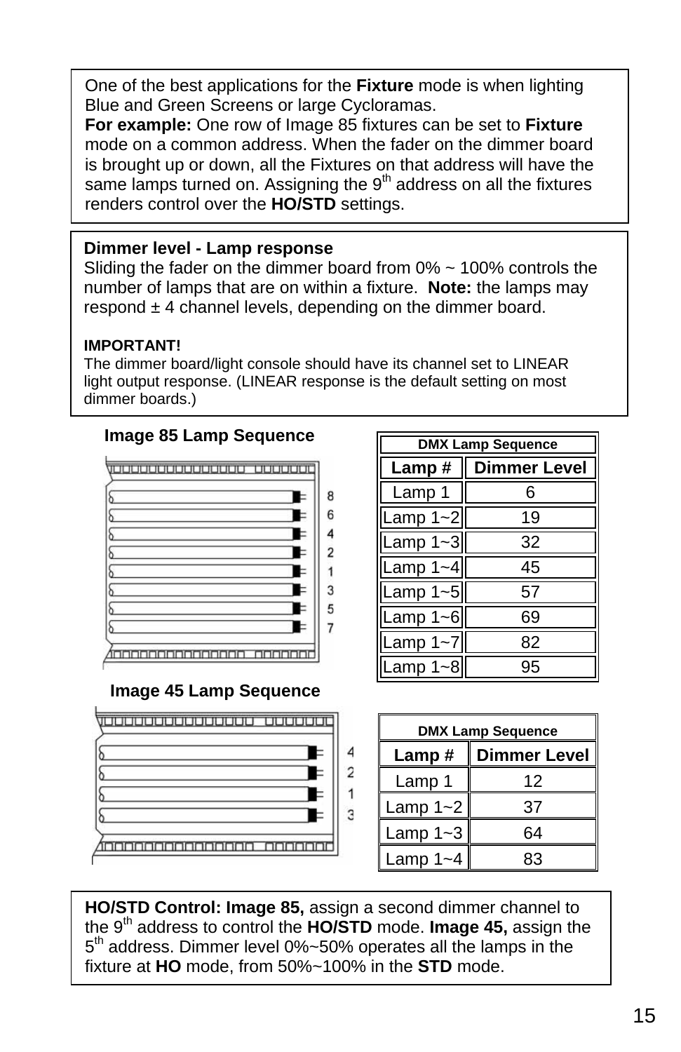One of the best applications for the **Fixture** mode is when lighting Blue and Green Screens or large Cycloramas.
**For example:** One row of Image 85 fixtures can be set to **Fixture** mode on a common address. When the fader on the dimmer board is brought up or down, all the Fixtures on that address will have the same lamps turned on. Assigning the 9th address on all the fixtures renders control over the **HO/STD** settings.

**Dimmer level - Lamp response**
Sliding the fader on the dimmer board from 0% ~ 100% controls the number of lamps that are on within a fixture. **Note:** the lamps may respond ± 4 channel levels, depending on the dimmer board.

**IMPORTANT!**
The dimmer board/light console should have its channel set to LINEAR light output response. (LINEAR response is the default setting on most dimmer boards.)

**Image 85 Lamp Sequence**

8
6
4
2
1
3
5
7

| DMX Lamp Sequence | |
|---|---|
| **Lamp #** | **Dimmer Level** |
| Lamp 1 | 6 |
| Lamp 1~2 | 19 |
| Lamp 1~3 | 32 |
| Lamp 1~4 | 45 |
| Lamp 1~5 | 57 |
| Lamp 1~6 | 69 |
| Lamp 1~7 | 82 |
| Lamp 1~8 | 95 |

**Image 45 Lamp Sequence**

4
2
1
3

| DMX Lamp Sequence | |
|---|---|
| **Lamp #** | **Dimmer Level** |
| Lamp 1 | 12 |
| Lamp 1~2 | 37 |
| Lamp 1~3 | 64 |
| Lamp 1~4 | 83 |

**HO/STD Control: Image 85,** assign a second dimmer channel to the 9th address to control the **HO/STD** mode. **Image 45,** assign the 5th address. Dimmer level 0%~50% operates all the lamps in the fixture at **HO** mode, from 50%~100% in the **STD** mode.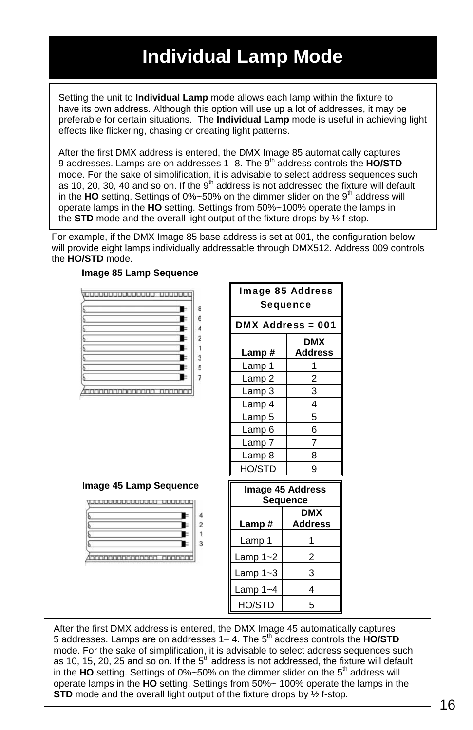# Individual Lamp Mode

Setting the unit to **Individual Lamp** mode allows each lamp within the fixture to have its own address. Although this option will use up a lot of addresses, it may be preferable for certain situations. The **Individual Lamp** mode is useful in achieving light effects like flickering, chasing or creating light patterns.

After the first DMX address is entered, the DMX Image 85 automatically captures 9 addresses. Lamps are on addresses 1- 8. The 9th address controls the **HO/STD** mode. For the sake of simplification, it is advisable to select address sequences such as 10, 20, 30, 40 and so on. If the 9th address is not addressed the fixture will default in the **HO** setting. Settings of 0%~50% on the dimmer slider on the 9th address will operate lamps in the **HO** setting. Settings from 50%~100% operate the lamps in the **STD** mode and the overall light output of the fixture drops by ½ f-stop.

For example, if the DMX Image 85 base address is set at 001, the configuration below will provide eight lamps individually addressable through DMX512. Address 009 controls the **HO/STD** mode.

**Image 85 Lamp Sequence**

8
6
4
2
1
3
5
7

| Image 85 Address Sequence | |
|---|---|
| DMX Address = 001 | |
| Lamp # | DMX Address |
| Lamp 1 | 1 |
| Lamp 2 | 2 |
| Lamp 3 | 3 |
| Lamp 4 | 4 |
| Lamp 5 | 5 |
| Lamp 6 | 6 |
| Lamp 7 | 7 |
| Lamp 8 | 8 |
| HO/STD | 9 |

**Image 45 Lamp Sequence**

4
2
1
3

| Image 45 Address Sequence | |
|---|---|
| Lamp # | DMX Address |
| Lamp 1 | 1 |
| Lamp 1~2 | 2 |
| Lamp 1~3 | 3 |
| Lamp 1~4 | 4 |
| HO/STD | 5 |

After the first DMX address is entered, the DMX Image 45 automatically captures 5 addresses. Lamps are on addresses 1– 4. The 5th address controls the **HO/STD** mode. For the sake of simplification, it is advisable to select address sequences such as 10, 15, 20, 25 and so on. If the 5th address is not addressed, the fixture will default in the **HO** setting. Settings of 0%~50% on the dimmer slider on the 5th address will operate lamps in the **HO** setting. Settings from 50%~ 100% operate the lamps in the **STD** mode and the overall light output of the fixture drops by ½ f-stop.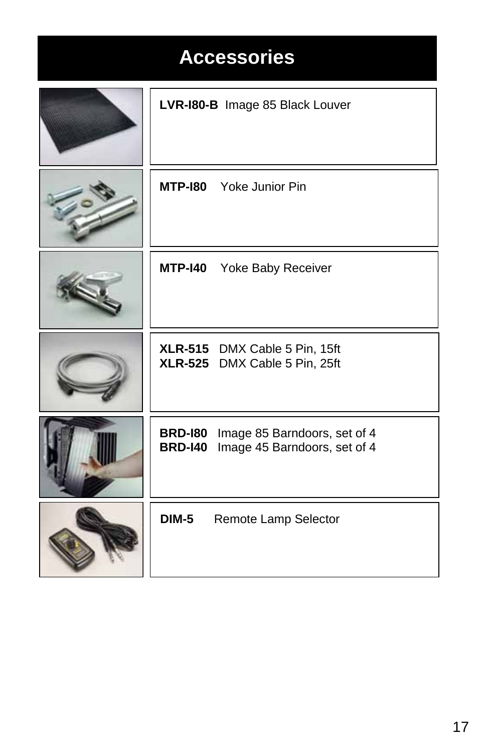# Accessories

**LVR-I80-B** Image 85 Black Louver

**MTP-I80** Yoke Junior Pin

**MTP-I40** Yoke Baby Receiver

**XLR-515** DMX Cable 5 Pin, 15ft
**XLR-525** DMX Cable 5 Pin, 25ft

**BRD-I80** Image 85 Barndoors, set of 4
**BRD-I40** Image 45 Barndoors, set of 4

**DIM-5** Remote Lamp Selector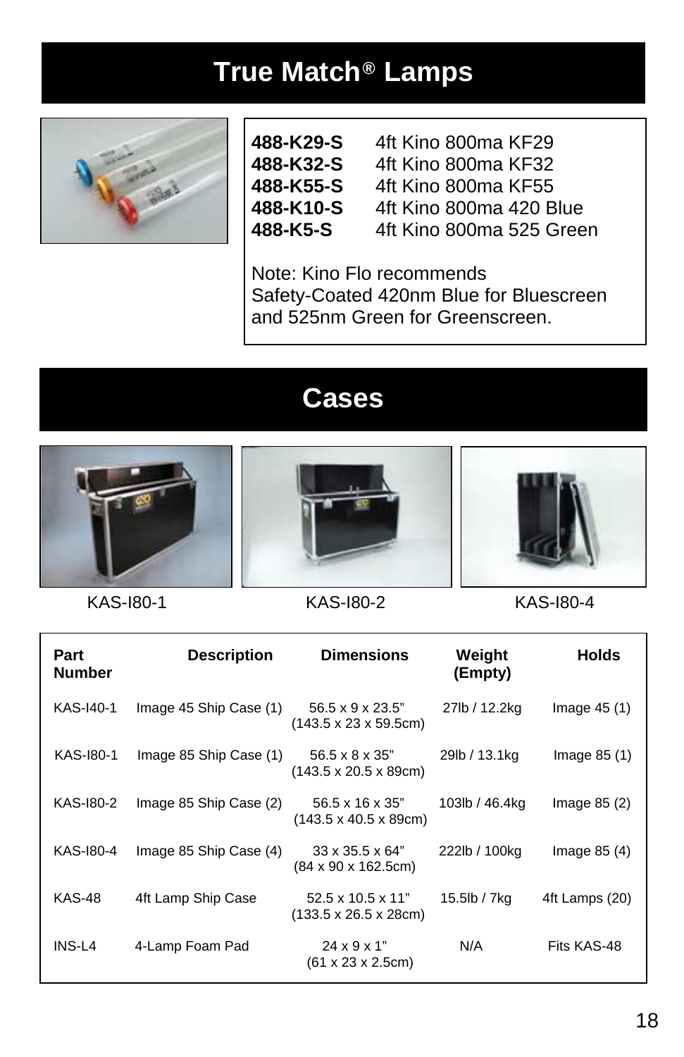# True Match® Lamps

| | |
|---|---|
| **488-K29-S** | 4ft Kino 800ma KF29 |
| **488-K32-S** | 4ft Kino 800ma KF32 |
| **488-K55-S** | 4ft Kino 800ma KF55 |
| **488-K10-S** | 4ft Kino 800ma 420 Blue |
| **488-K5-S** | 4ft Kino 800ma 525 Green |

Note: Kino Flo recommends Safety-Coated 420nm Blue for Bluescreen and 525nm Green for Greenscreen.

# Cases

KAS-I80-1

KAS-I80-2

KAS-I80-4

| Part Number | Description | Dimensions | Weight (Empty) | Holds |
|---|---|---|---|---|
| KAS-I40-1 | Image 45 Ship Case (1) | 56.5 x 9 x 23.5" (143.5 x 23 x 59.5cm) | 27lb / 12.2kg | Image 45 (1) |
| KAS-I80-1 | Image 85 Ship Case (1) | 56.5 x 8 x 35" (143.5 x 20.5 x 89cm) | 29lb / 13.1kg | Image 85 (1) |
| KAS-I80-2 | Image 85 Ship Case (2) | 56.5 x 16 x 35" (143.5 x 40.5 x 89cm) | 103lb / 46.4kg | Image 85 (2) |
| KAS-I80-4 | Image 85 Ship Case (4) | 33 x 35.5 x 64" (84 x 90 x 162.5cm) | 222lb / 100kg | Image 85 (4) |
| KAS-48 | 4ft Lamp Ship Case | 52.5 x 10.5 x 11" (133.5 x 26.5 x 28cm) | 15.5lb / 7kg | 4ft Lamps (20) |
| INS-L4 | 4-Lamp Foam Pad | 24 x 9 x 1" (61 x 23 x 2.5cm) | N/A | Fits KAS-48 |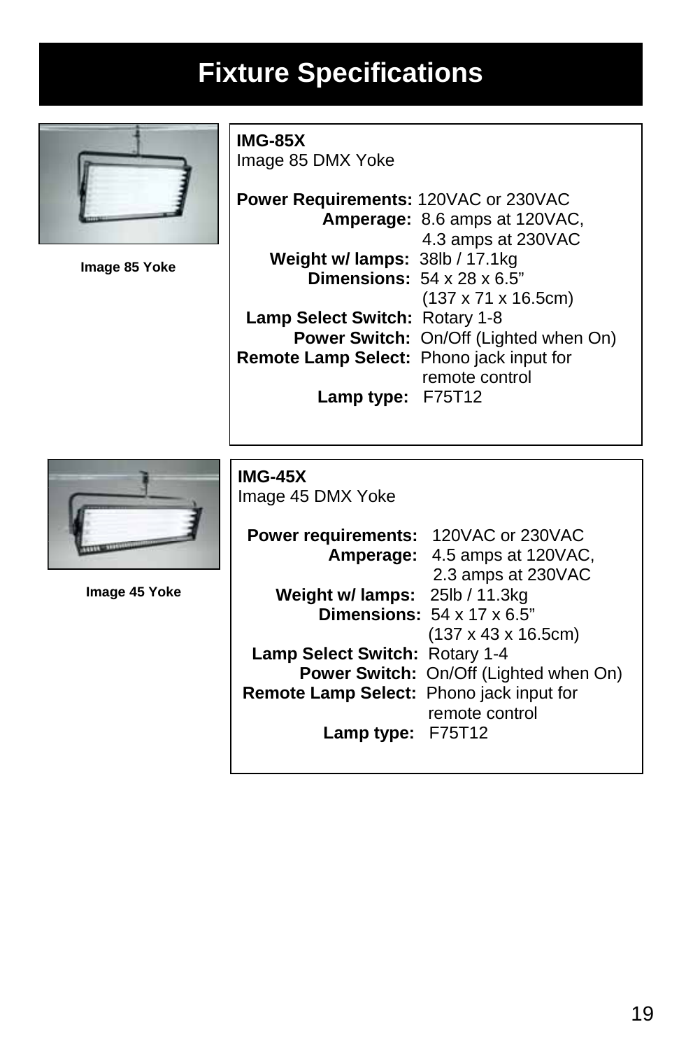# Fixture Specifications

Image 85 Yoke

**IMG-85X**
Image 85 DMX Yoke

**Power Requirements:** 120VAC or 230VAC
**Amperage:** 8.6 amps at 120VAC, 4.3 amps at 230VAC
**Weight w/ lamps:** 38lb / 17.1kg
**Dimensions:** 54 x 28 x 6.5” (137 x 71 x 16.5cm)
**Lamp Select Switch:** Rotary 1-8
**Power Switch:** On/Off (Lighted when On)
**Remote Lamp Select:** Phono jack input for remote control
**Lamp type:** F75T12

Image 45 Yoke

**IMG-45X**
Image 45 DMX Yoke

**Power requirements:** 120VAC or 230VAC
**Amperage:** 4.5 amps at 120VAC, 2.3 amps at 230VAC
**Weight w/ lamps:** 25lb / 11.3kg
**Dimensions:** 54 x 17 x 6.5” (137 x 43 x 16.5cm)
**Lamp Select Switch:** Rotary 1-4
**Power Switch:** On/Off (Lighted when On)
**Remote Lamp Select:** Phono jack input for remote control
**Lamp type:** F75T12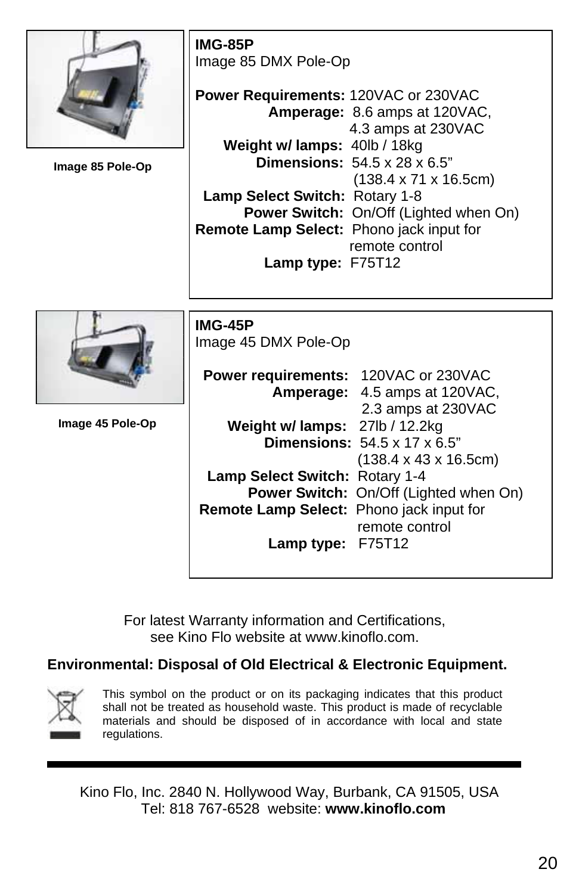Image 85 Pole-Op

**IMG-85P**
Image 85 DMX Pole-Op

**Power Requirements:** 120VAC or 230VAC
**Amperage:** 8.6 amps at 120VAC, 4.3 amps at 230VAC
**Weight w/ lamps:** 40lb / 18kg
**Dimensions:** 54.5 x 28 x 6.5” (138.4 x 71 x 16.5cm)
**Lamp Select Switch:** Rotary 1-8
**Power Switch:** On/Off (Lighted when On)
**Remote Lamp Select:** Phono jack input for remote control
**Lamp type:** F75T12

Image 45 Pole-Op

**IMG-45P**
Image 45 DMX Pole-Op

**Power requirements:** 120VAC or 230VAC
**Amperage:** 4.5 amps at 120VAC, 2.3 amps at 230VAC
**Weight w/ lamps:** 27lb / 12.2kg
**Dimensions:** 54.5 x 17 x 6.5” (138.4 x 43 x 16.5cm)
**Lamp Select Switch:** Rotary 1-4
**Power Switch:** On/Off (Lighted when On)
**Remote Lamp Select:** Phono jack input for remote control
**Lamp type:** F75T12

For latest Warranty information and Certifications, see Kino Flo website at www.kinoflo.com.

**Environmental: Disposal of Old Electrical & Electronic Equipment.**

This symbol on the product or on its packaging indicates that this product shall not be treated as household waste. This product is made of recyclable materials and should be disposed of in accordance with local and state regulations.

---

Kino Flo, Inc. 2840 N. Hollywood Way, Burbank, CA 91505, USA
Tel: 818 767-6528 website: **www.kinoflo.com**